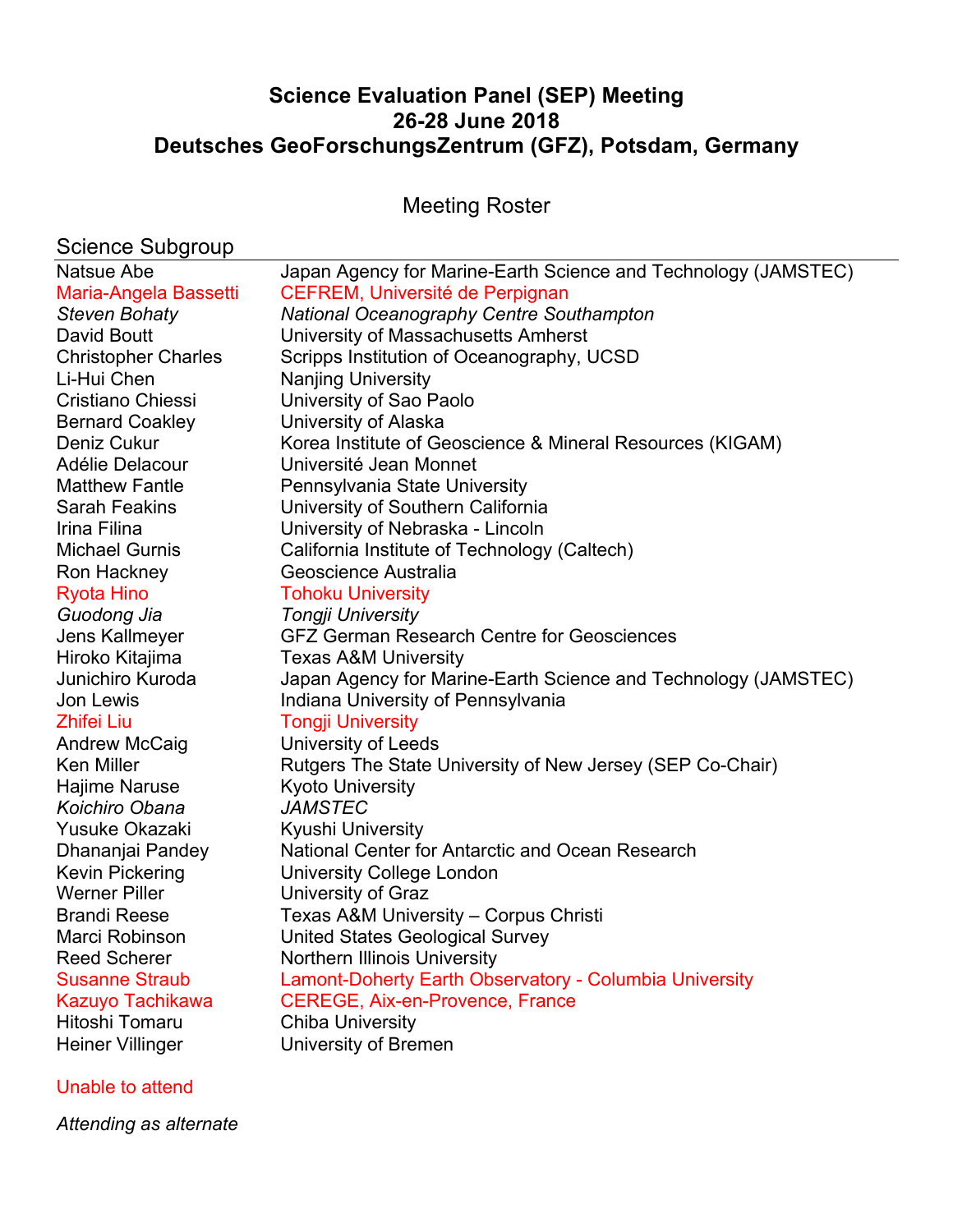# Science Evaluation Panel (SEP) Meeting
## 26-28 June 2018
## Deutsches GeoForschungsZentrum (GFZ), Potsdam, Germany

Meeting Roster

### Science Subgroup

| | |
|---|---|
| Natsue Abe | Japan Agency for Marine-Earth Science and Technology (JAMSTEC) |
| Maria-Angela Bassetti | CEFREM, Université de Perpignan |
| *Steven Bohaty* | *National Oceanography Centre Southampton* |
| David Boutt | University of Massachusetts Amherst |
| Christopher Charles | Scripps Institution of Oceanography, UCSD |
| Li-Hui Chen | Nanjing University |
| Cristiano Chiessi | University of Sao Paolo |
| Bernard Coakley | University of Alaska |
| Deniz Cukur | Korea Institute of Geoscience & Mineral Resources (KIGAM) |
| Adélie Delacour | Université Jean Monnet |
| Matthew Fantle | Pennsylvania State University |
| Sarah Feakins | University of Southern California |
| Irina Filina | University of Nebraska - Lincoln |
| Michael Gurnis | California Institute of Technology (Caltech) |
| Ron Hackney | Geoscience Australia |
| Ryota Hino | Tohoku University |
| *Guodong Jia* | *Tongji University* |
| Jens Kallmeyer | GFZ German Research Centre for Geosciences |
| Hiroko Kitajima | Texas A&M University |
| Junichiro Kuroda | Japan Agency for Marine-Earth Science and Technology (JAMSTEC) |
| Jon Lewis | Indiana University of Pennsylvania |
| Zhifei Liu | Tongji University |
| Andrew McCaig | University of Leeds |
| Ken Miller | Rutgers The State University of New Jersey (SEP Co-Chair) |
| Hajime Naruse | Kyoto University |
| *Koichiro Obana* | *JAMSTEC* |
| Yusuke Okazaki | Kyushi University |
| Dhananjai Pandey | National Center for Antarctic and Ocean Research |
| Kevin Pickering | University College London |
| Werner Piller | University of Graz |
| Brandi Reese | Texas A&M University – Corpus Christi |
| Marci Robinson | United States Geological Survey |
| Reed Scherer | Northern Illinois University |
| Susanne Straub | Lamont-Doherty Earth Observatory - Columbia University |
| Kazuyo Tachikawa | CEREGE, Aix-en-Provence, France |
| Hitoshi Tomaru | Chiba University |
| Heiner Villinger | University of Bremen |

Unable to attend (shown in red: Maria-Angela Bassetti, Ryota Hino, Zhifei Liu, Susanne Straub, Kazuyo Tachikawa)

*Attending as alternate*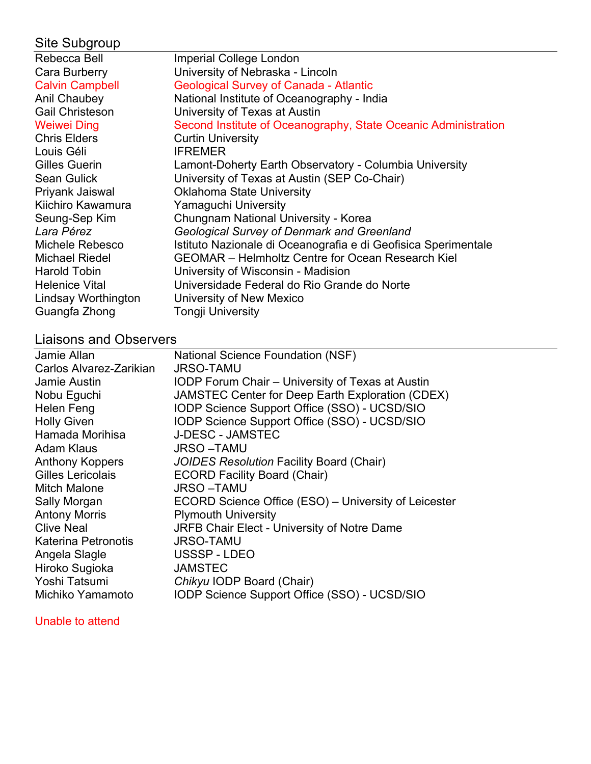## Site Subgroup

| | |
|---|---|
| Rebecca Bell | Imperial College London |
| Cara Burberry | University of Nebraska - Lincoln |
| Calvin Campbell | Geological Survey of Canada - Atlantic |
| Anil Chaubey | National Institute of Oceanography - India |
| Gail Christeson | University of Texas at Austin |
| Weiwei Ding | Second Institute of Oceanography, State Oceanic Administration |
| Chris Elders | Curtin University |
| Louis Géli | IFREMER |
| Gilles Guerin | Lamont-Doherty Earth Observatory - Columbia University |
| Sean Gulick | University of Texas at Austin (SEP Co-Chair) |
| Priyank Jaiswal | Oklahoma State University |
| Kiichiro Kawamura | Yamaguchi University |
| Seung-Sep Kim | Chungnam National University - Korea |
| *Lara Pérez* | *Geological Survey of Denmark and Greenland* |
| Michele Rebesco | Istituto Nazionale di Oceanografia e di Geofisica Sperimentale |
| Michael Riedel | GEOMAR – Helmholtz Centre for Ocean Research Kiel |
| Harold Tobin | University of Wisconsin - Madision |
| Helenice Vital | Universidade Federal do Rio Grande do Norte |
| Lindsay Worthington | University of New Mexico |
| Guangfa Zhong | Tongji University |

## Liaisons and Observers

| | |
|---|---|
| Jamie Allan | National Science Foundation (NSF) |
| Carlos Alvarez-Zarikian | JRSO-TAMU |
| Jamie Austin | IODP Forum Chair – University of Texas at Austin |
| Nobu Eguchi | JAMSTEC Center for Deep Earth Exploration (CDEX) |
| Helen Feng | IODP Science Support Office (SSO) - UCSD/SIO |
| Holly Given | IODP Science Support Office (SSO) - UCSD/SIO |
| Hamada Morihisa | J-DESC - JAMSTEC |
| Adam Klaus | JRSO –TAMU |
| Anthony Koppers | *JOIDES Resolution* Facility Board (Chair) |
| Gilles Lericolais | ECORD Facility Board (Chair) |
| Mitch Malone | JRSO –TAMU |
| Sally Morgan | ECORD Science Office (ESO) – University of Leicester |
| Antony Morris | Plymouth University |
| Clive Neal | JRFB Chair Elect - University of Notre Dame |
| Katerina Petronotis | JRSO-TAMU |
| Angela Slagle | USSSP - LDEO |
| Hiroko Sugioka | JAMSTEC |
| Yoshi Tatsumi | *Chikyu* IODP Board (Chair) |
| Michiko Yamamoto | IODP Science Support Office (SSO) - UCSD/SIO |

Unable to attend (shown in red in the original: Calvin Campbell, Weiwei Ding)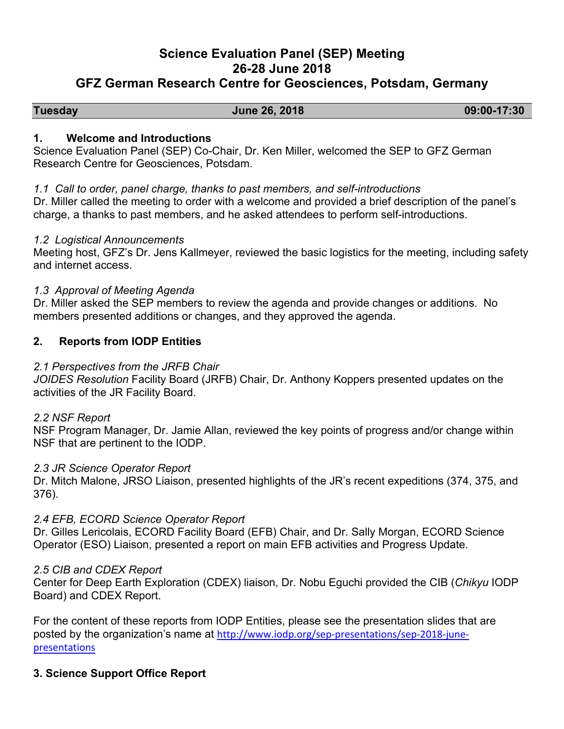# Science Evaluation Panel (SEP) Meeting
## 26-28 June 2018
## GFZ German Research Centre for Geosciences, Potsdam, Germany

| Tuesday | June 26, 2018 | 09:00-17:30 |
|---|---|---|

### 1. Welcome and Introductions

Science Evaluation Panel (SEP) Co-Chair, Dr. Ken Miller, welcomed the SEP to GFZ German Research Centre for Geosciences, Potsdam.

*1.1 Call to order, panel charge, thanks to past members, and self-introductions*
Dr. Miller called the meeting to order with a welcome and provided a brief description of the panel's charge, a thanks to past members, and he asked attendees to perform self-introductions.

*1.2 Logistical Announcements*
Meeting host, GFZ's Dr. Jens Kallmeyer, reviewed the basic logistics for the meeting, including safety and internet access.

*1.3 Approval of Meeting Agenda*
Dr. Miller asked the SEP members to review the agenda and provide changes or additions. No members presented additions or changes, and they approved the agenda.

### 2. Reports from IODP Entities

*2.1 Perspectives from the JRFB Chair*
*JOIDES Resolution* Facility Board (JRFB) Chair, Dr. Anthony Koppers presented updates on the activities of the JR Facility Board.

*2.2 NSF Report*
NSF Program Manager, Dr. Jamie Allan, reviewed the key points of progress and/or change within NSF that are pertinent to the IODP.

*2.3 JR Science Operator Report*
Dr. Mitch Malone, JRSO Liaison, presented highlights of the JR's recent expeditions (374, 375, and 376).

*2.4 EFB, ECORD Science Operator Report*
Dr. Gilles Lericolais, ECORD Facility Board (EFB) Chair, and Dr. Sally Morgan, ECORD Science Operator (ESO) Liaison, presented a report on main EFB activities and Progress Update.

*2.5 CIB and CDEX Report*
Center for Deep Earth Exploration (CDEX) liaison, Dr. Nobu Eguchi provided the CIB (*Chikyu* IODP Board) and CDEX Report.

For the content of these reports from IODP Entities, please see the presentation slides that are posted by the organization's name at http://www.iodp.org/sep-presentations/sep-2018-june-presentations

### 3. Science Support Office Report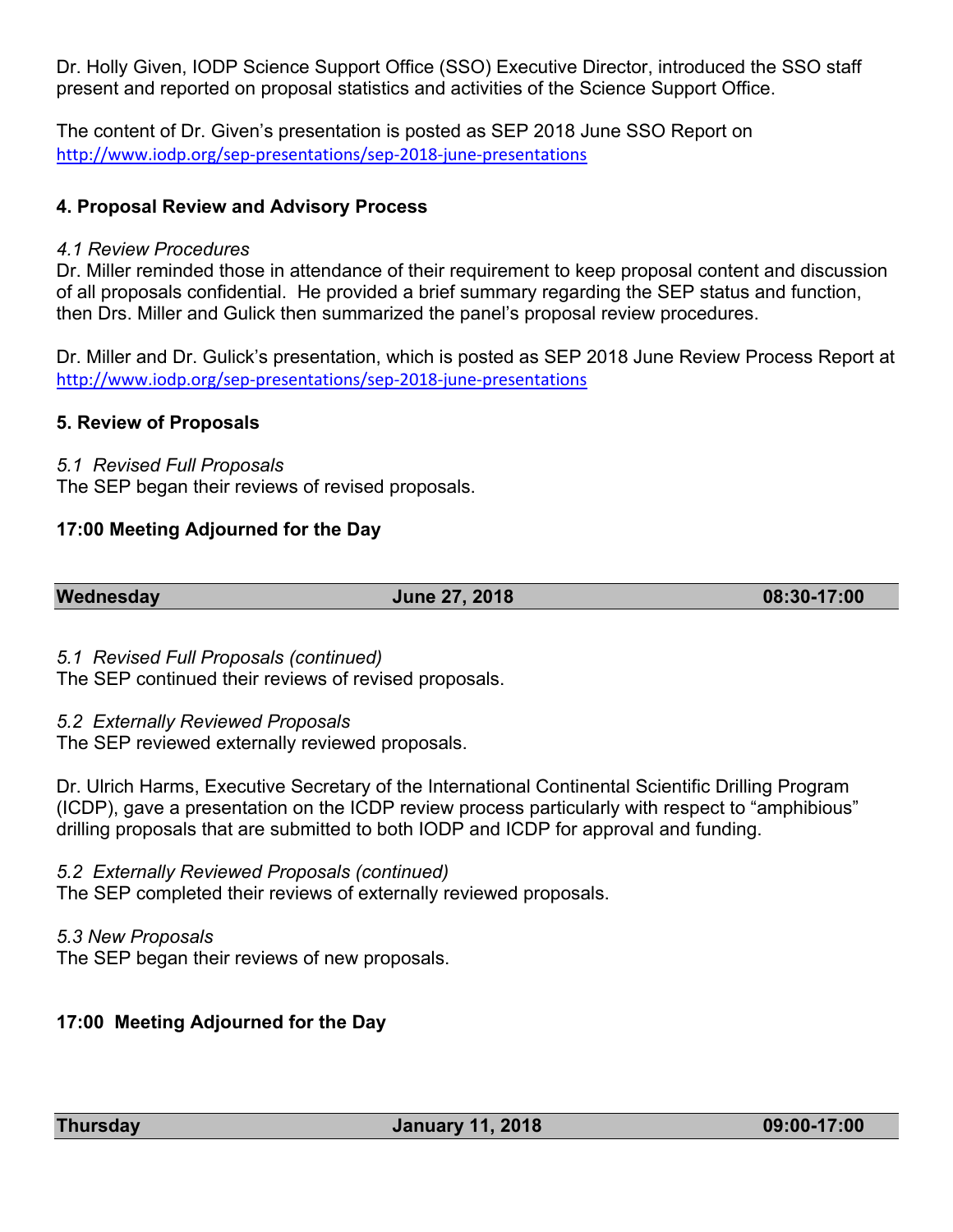Dr. Holly Given, IODP Science Support Office (SSO) Executive Director, introduced the SSO staff present and reported on proposal statistics and activities of the Science Support Office.

The content of Dr. Given's presentation is posted as SEP 2018 June SSO Report on http://www.iodp.org/sep-presentations/sep-2018-june-presentations

**4. Proposal Review and Advisory Process**

*4.1 Review Procedures*

Dr. Miller reminded those in attendance of their requirement to keep proposal content and discussion of all proposals confidential. He provided a brief summary regarding the SEP status and function, then Drs. Miller and Gulick then summarized the panel's proposal review procedures.

Dr. Miller and Dr. Gulick's presentation, which is posted as SEP 2018 June Review Process Report at http://www.iodp.org/sep-presentations/sep-2018-june-presentations

**5. Review of Proposals**

*5.1 Revised Full Proposals*

The SEP began their reviews of revised proposals.

**17:00 Meeting Adjourned for the Day**

| **Wednesday** | **June 27, 2018** | **08:30-17:00** |
|---|---|---|

*5.1 Revised Full Proposals (continued)*

The SEP continued their reviews of revised proposals.

*5.2 Externally Reviewed Proposals*

The SEP reviewed externally reviewed proposals.

Dr. Ulrich Harms, Executive Secretary of the International Continental Scientific Drilling Program (ICDP), gave a presentation on the ICDP review process particularly with respect to "amphibious" drilling proposals that are submitted to both IODP and ICDP for approval and funding.

*5.2 Externally Reviewed Proposals (continued)*

The SEP completed their reviews of externally reviewed proposals.

*5.3 New Proposals*

The SEP began their reviews of new proposals.

**17:00 Meeting Adjourned for the Day**

| **Thursday** | **January 11, 2018** | **09:00-17:00** |
|---|---|---|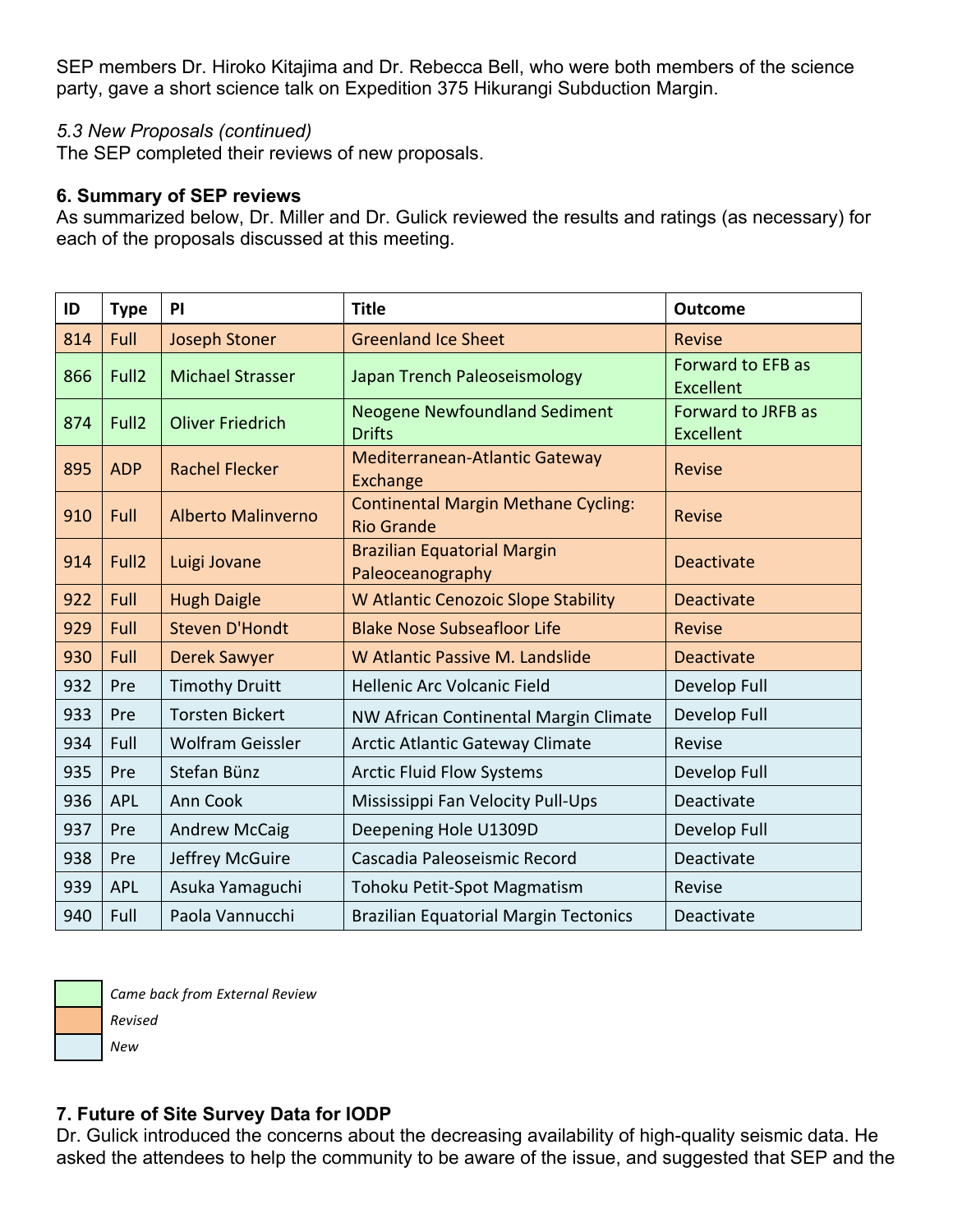SEP members Dr. Hiroko Kitajima and Dr. Rebecca Bell, who were both members of the science party, gave a short science talk on Expedition 375 Hikurangi Subduction Margin.

*5.3 New Proposals (continued)*
The SEP completed their reviews of new proposals.

**6. Summary of SEP reviews**
As summarized below, Dr. Miller and Dr. Gulick reviewed the results and ratings (as necessary) for each of the proposals discussed at this meeting.

| ID | Type | PI | Title | Outcome |
|---|---|---|---|---|
| 814 | Full | Joseph Stoner | Greenland Ice Sheet | Revise |
| 866 | Full2 | Michael Strasser | Japan Trench Paleoseismology | Forward to EFB as Excellent |
| 874 | Full2 | Oliver Friedrich | Neogene Newfoundland Sediment Drifts | Forward to JRFB as Excellent |
| 895 | ADP | Rachel Flecker | Mediterranean-Atlantic Gateway Exchange | Revise |
| 910 | Full | Alberto Malinverno | Continental Margin Methane Cycling: Rio Grande | Revise |
| 914 | Full2 | Luigi Jovane | Brazilian Equatorial Margin Paleoceanography | Deactivate |
| 922 | Full | Hugh Daigle | W Atlantic Cenozoic Slope Stability | Deactivate |
| 929 | Full | Steven D'Hondt | Blake Nose Subseafloor Life | Revise |
| 930 | Full | Derek Sawyer | W Atlantic Passive M. Landslide | Deactivate |
| 932 | Pre | Timothy Druitt | Hellenic Arc Volcanic Field | Develop Full |
| 933 | Pre | Torsten Bickert | NW African Continental Margin Climate | Develop Full |
| 934 | Full | Wolfram Geissler | Arctic Atlantic Gateway Climate | Revise |
| 935 | Pre | Stefan Bünz | Arctic Fluid Flow Systems | Develop Full |
| 936 | APL | Ann Cook | Mississippi Fan Velocity Pull-Ups | Deactivate |
| 937 | Pre | Andrew McCaig | Deepening Hole U1309D | Develop Full |
| 938 | Pre | Jeffrey McGuire | Cascadia Paleoseismic Record | Deactivate |
| 939 | APL | Asuka Yamaguchi | Tohoku Petit-Spot Magmatism | Revise |
| 940 | Full | Paola Vannucchi | Brazilian Equatorial Margin Tectonics | Deactivate |

*Came back from External Review* (green)
*Revised* (orange)
*New* (blue)

**7. Future of Site Survey Data for IODP**
Dr. Gulick introduced the concerns about the decreasing availability of high-quality seismic data. He asked the attendees to help the community to be aware of the issue, and suggested that SEP and the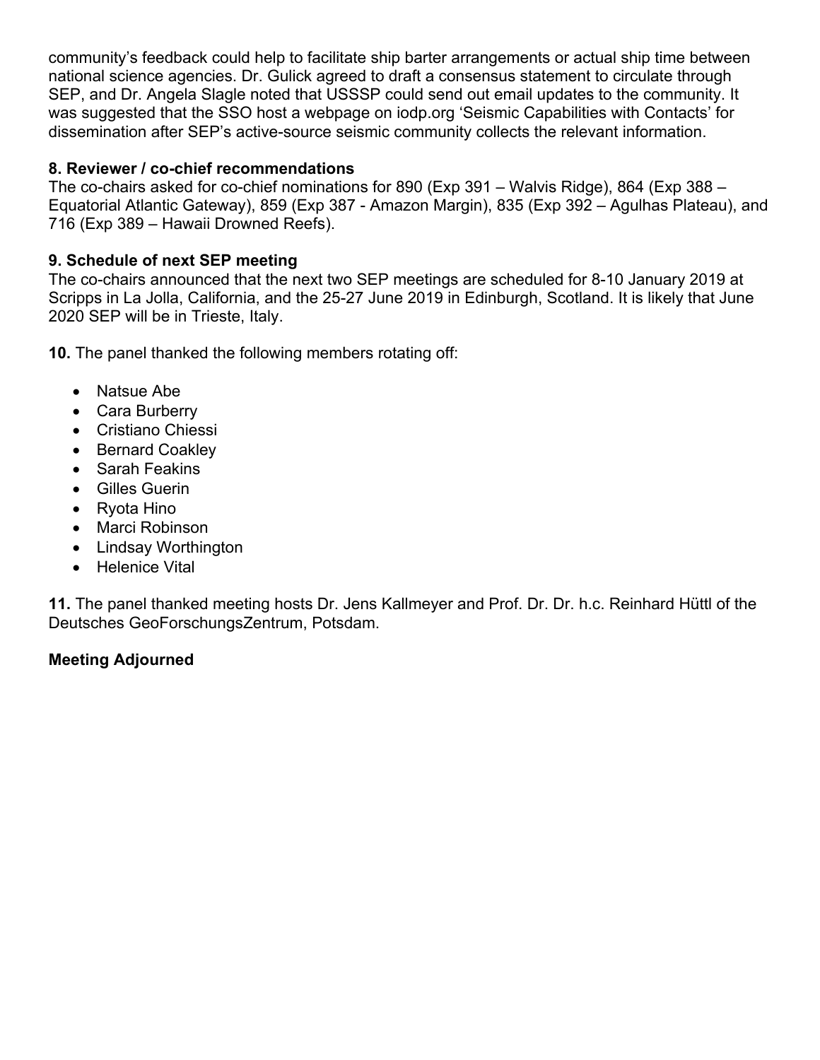community's feedback could help to facilitate ship barter arrangements or actual ship time between national science agencies. Dr. Gulick agreed to draft a consensus statement to circulate through SEP, and Dr. Angela Slagle noted that USSSP could send out email updates to the community. It was suggested that the SSO host a webpage on iodp.org 'Seismic Capabilities with Contacts' for dissemination after SEP's active-source seismic community collects the relevant information.

**8. Reviewer / co-chief recommendations**

The co-chairs asked for co-chief nominations for 890 (Exp 391 – Walvis Ridge), 864 (Exp 388 – Equatorial Atlantic Gateway), 859 (Exp 387 - Amazon Margin), 835 (Exp 392 – Agulhas Plateau), and 716 (Exp 389 – Hawaii Drowned Reefs).

**9. Schedule of next SEP meeting**

The co-chairs announced that the next two SEP meetings are scheduled for 8-10 January 2019 at Scripps in La Jolla, California, and the 25-27 June 2019 in Edinburgh, Scotland. It is likely that June 2020 SEP will be in Trieste, Italy.

**10.** The panel thanked the following members rotating off:

- Natsue Abe
- Cara Burberry
- Cristiano Chiessi
- Bernard Coakley
- Sarah Feakins
- Gilles Guerin
- Ryota Hino
- Marci Robinson
- Lindsay Worthington
- Helenice Vital

**11.** The panel thanked meeting hosts Dr. Jens Kallmeyer and Prof. Dr. Dr. h.c. Reinhard Hüttl of the Deutsches GeoForschungsZentrum, Potsdam.

**Meeting Adjourned**